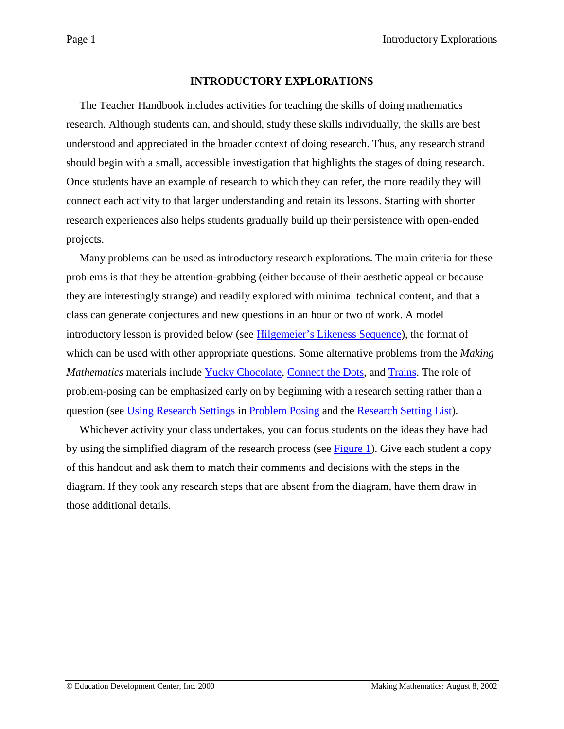# INTRODUCTORY EXPLORATIONS

The Teacher Handbook includes activities for teaching the skills of doing mathematics research. Although students can, and should, study these skills individually, the skills are best understood and appreciated in the broader context of doing research. Thus, any research strand should begin with a small, accessible investigation that highlights the stages of doing research. Once students have an example of research to which they can refer, the more readily they will connect each activity to that larger understanding and retain its lessons. Starting with shorter research experiences also helps students gradually build up their persistence with open-ended projects.

Many problems can be used as introductory research explorations. The main criteria for these problems is that they be attention-grabbing (either because of their aesthetic appeal or because they are interestingly strange) and readily explored with minimal technical content, and that a class can generate conjectures and new questions in an hour or two of work. A model introductory lesson is provided below (see Hilgemeier's Likeness Sequence), the format of which can be used with other appropriate questions. Some alternative problems from the *Making Mathematics* materials include Yucky Chocolate, Connect the Dots, and Trains. The role of problem-posing can be emphasized early on by beginning with a research setting rather than a question (see Using Research Settings in Problem Posing and the Research Setting List).

Whichever activity your class undertakes, you can focus students on the ideas they have had by using the simplified diagram of the research process (see Figure 1). Give each student a copy of this handout and ask them to match their comments and decisions with the steps in the diagram. If they took any research steps that are absent from the diagram, have them draw in those additional details.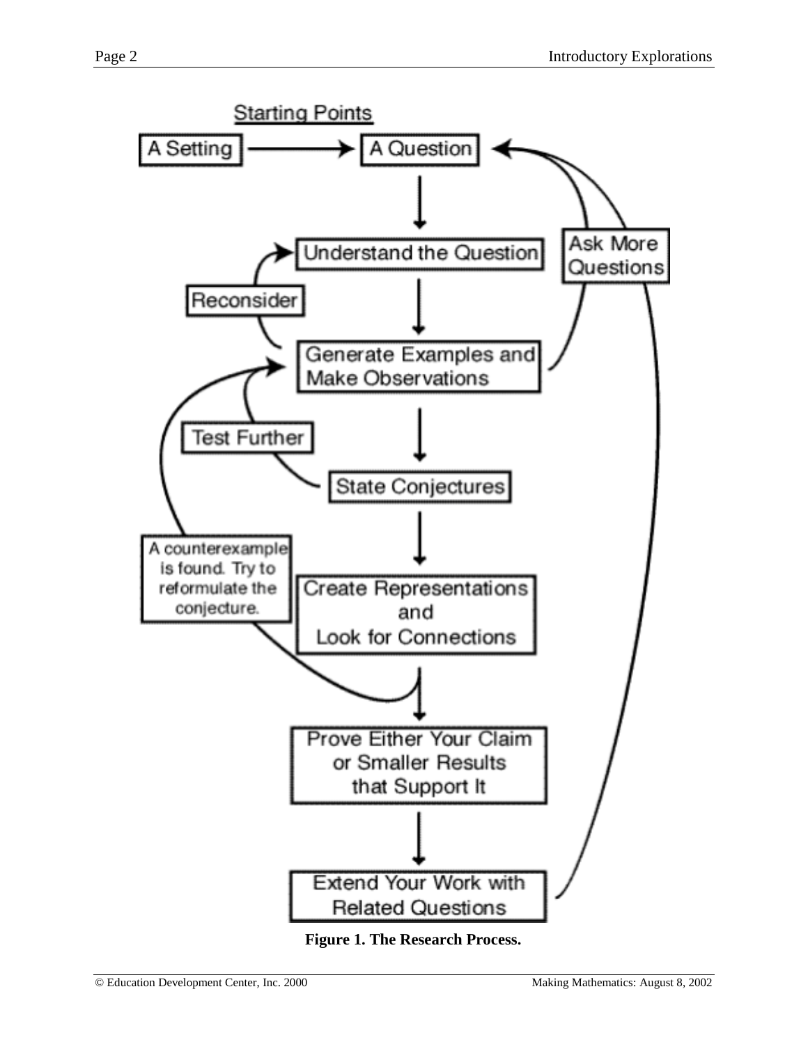**Starting Points**

A Setting → A Question

↓

Understand the Question

↓

Generate Examples and Make Observations

↓

State Conjectures

↓

Create Representations and Look for Connections

↓

Prove Either Your Claim or Smaller Results that Support It

↓

Extend Your Work with Related Questions

- Reconsider (from "Generate Examples and Make Observations" back to "Understand the Question")
- Ask More Questions (from "Generate Examples and Make Observations" and "Extend Your Work with Related Questions" back to "A Question")
- Test Further (from "State Conjectures" back to "Generate Examples and Make Observations")
- A counterexample is found. Try to reformulate the conjecture. (from "Prove Either Your Claim or Smaller Results that Support It" back to "Generate Examples and Make Observations")

**Figure 1. The Research Process.**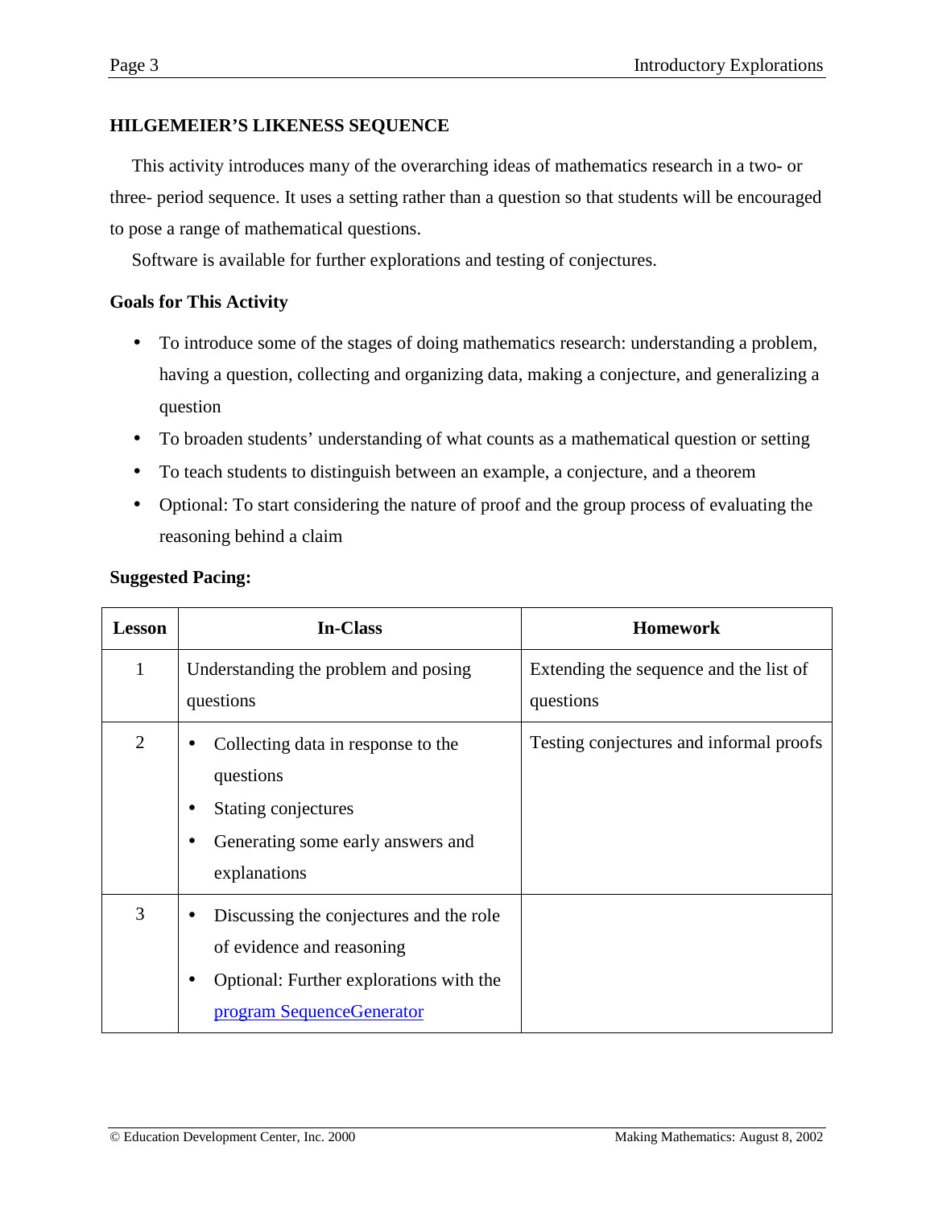## HILGEMEIER'S LIKENESS SEQUENCE

This activity introduces many of the overarching ideas of mathematics research in a two- or three- period sequence. It uses a setting rather than a question so that students will be encouraged to pose a range of mathematical questions.

Software is available for further explorations and testing of conjectures.

### Goals for This Activity

- To introduce some of the stages of doing mathematics research: understanding a problem, having a question, collecting and organizing data, making a conjecture, and generalizing a question
- To broaden students' understanding of what counts as a mathematical question or setting
- To teach students to distinguish between an example, a conjecture, and a theorem
- Optional: To start considering the nature of proof and the group process of evaluating the reasoning behind a claim

### Suggested Pacing:

| Lesson | In-Class | Homework |
|---|---|---|
| 1 | Understanding the problem and posing questions | Extending the sequence and the list of questions |
| 2 | • Collecting data in response to the questions<br>• Stating conjectures<br>• Generating some early answers and explanations | Testing conjectures and informal proofs |
| 3 | • Discussing the conjectures and the role of evidence and reasoning<br>• Optional: Further explorations with the program SequenceGenerator | |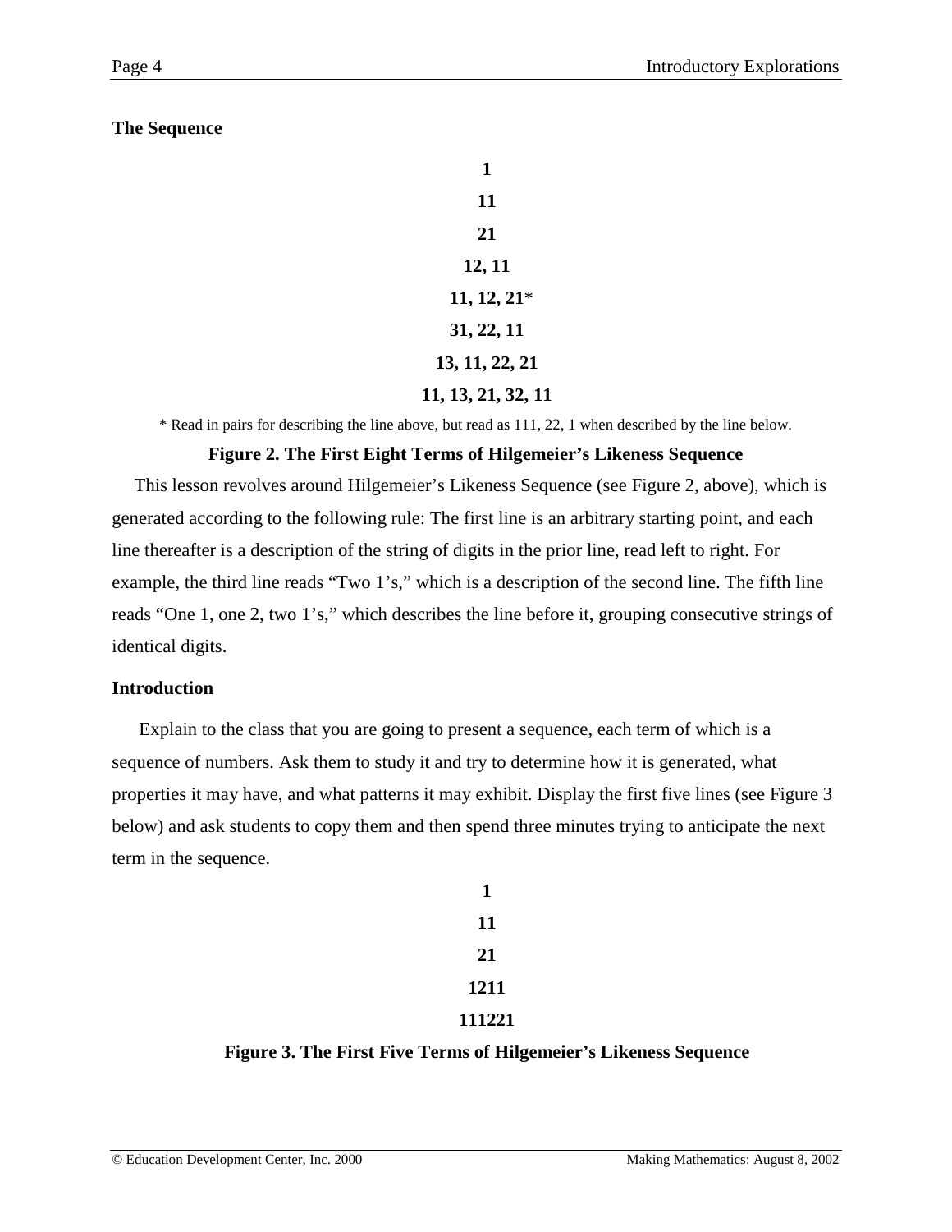### The Sequence

**1**

**11**

**21**

**12, 11**

**11, 12, 21***

**31, 22, 11**

**13, 11, 22, 21**

**11, 13, 21, 32, 11**

\* Read in pairs for describing the line above, but read as 111, 22, 1 when described by the line below.

**Figure 2. The First Eight Terms of Hilgemeier's Likeness Sequence**

This lesson revolves around Hilgemeier's Likeness Sequence (see Figure 2, above), which is generated according to the following rule: The first line is an arbitrary starting point, and each line thereafter is a description of the string of digits in the prior line, read left to right. For example, the third line reads "Two 1's," which is a description of the second line. The fifth line reads "One 1, one 2, two 1's," which describes the line before it, grouping consecutive strings of identical digits.

### Introduction

Explain to the class that you are going to present a sequence, each term of which is a sequence of numbers. Ask them to study it and try to determine how it is generated, what properties it may have, and what patterns it may exhibit. Display the first five lines (see Figure 3 below) and ask students to copy them and then spend three minutes trying to anticipate the next term in the sequence.

**1**

**11**

**21**

**1211**

**111221**

**Figure 3. The First Five Terms of Hilgemeier's Likeness Sequence**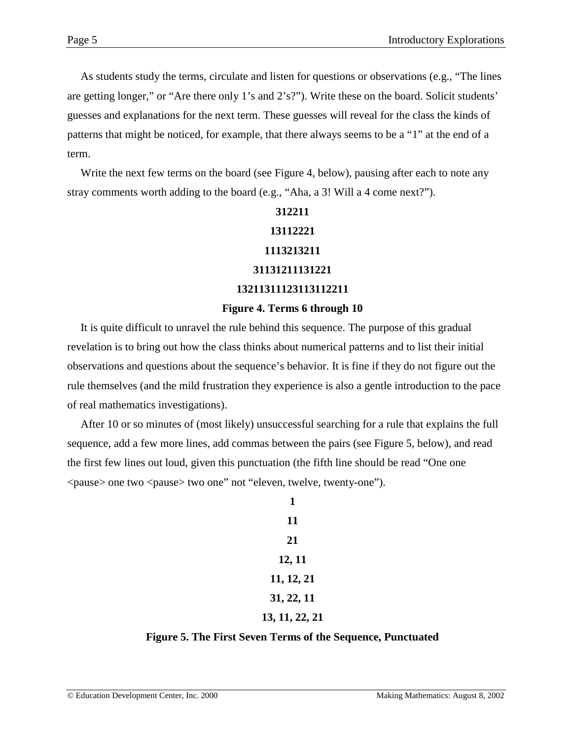As students study the terms, circulate and listen for questions or observations (e.g., "The lines are getting longer," or "Are there only 1's and 2's?"). Write these on the board. Solicit students' guesses and explanations for the next term. These guesses will reveal for the class the kinds of patterns that might be noticed, for example, that there always seems to be a "1" at the end of a term.

Write the next few terms on the board (see Figure 4, below), pausing after each to note any stray comments worth adding to the board (e.g., "Aha, a 3! Will a 4 come next?").

**312211**

**13112221**

**1113213211**

**31131211131221**

**13211311123113112211**

**Figure 4. Terms 6 through 10**

It is quite difficult to unravel the rule behind this sequence. The purpose of this gradual revelation is to bring out how the class thinks about numerical patterns and to list their initial observations and questions about the sequence's behavior. It is fine if they do not figure out the rule themselves (and the mild frustration they experience is also a gentle introduction to the pace of real mathematics investigations).

After 10 or so minutes of (most likely) unsuccessful searching for a rule that explains the full sequence, add a few more lines, add commas between the pairs (see Figure 5, below), and read the first few lines out loud, given this punctuation (the fifth line should be read "One one <pause> one two <pause> two one" not "eleven, twelve, twenty-one").

**1**

**11**

**21**

**12, 11**

**11, 12, 21**

**31, 22, 11**

**13, 11, 22, 21**

**Figure 5. The First Seven Terms of the Sequence, Punctuated**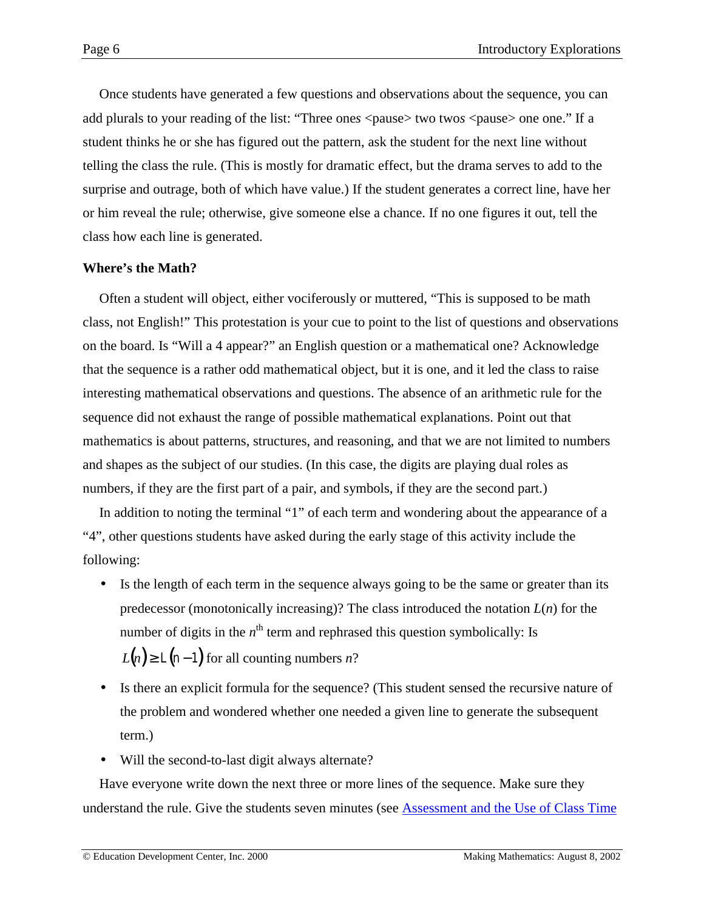Once students have generated a few questions and observations about the sequence, you can add plurals to your reading of the list: "Three ones <pause> two twos <pause> one one." If a student thinks he or she has figured out the pattern, ask the student for the next line without telling the class the rule. (This is mostly for dramatic effect, but the drama serves to add to the surprise and outrage, both of which have value.) If the student generates a correct line, have her or him reveal the rule; otherwise, give someone else a chance. If no one figures it out, tell the class how each line is generated.

**Where's the Math?**

Often a student will object, either vociferously or muttered, "This is supposed to be math class, not English!" This protestation is your cue to point to the list of questions and observations on the board. Is "Will a 4 appear?" an English question or a mathematical one? Acknowledge that the sequence is a rather odd mathematical object, but it is one, and it led the class to raise interesting mathematical observations and questions. The absence of an arithmetic rule for the sequence did not exhaust the range of possible mathematical explanations. Point out that mathematics is about patterns, structures, and reasoning, and that we are not limited to numbers and shapes as the subject of our studies. (In this case, the digits are playing dual roles as numbers, if they are the first part of a pair, and symbols, if they are the second part.)

In addition to noting the terminal "1" of each term and wondering about the appearance of a "4", other questions students have asked during the early stage of this activity include the following:

- Is the length of each term in the sequence always going to be the same or greater than its predecessor (monotonically increasing)? The class introduced the notation $L(n)$ for the number of digits in the $n^{\text{th}}$ term and rephrased this question symbolically: Is $L(n) \geq L(n-1)$ for all counting numbers $n$?
- Is there an explicit formula for the sequence? (This student sensed the recursive nature of the problem and wondered whether one needed a given line to generate the subsequent term.)
- Will the second-to-last digit always alternate?

Have everyone write down the next three or more lines of the sequence. Make sure they understand the rule. Give the students seven minutes (see Assessment and the Use of Class Time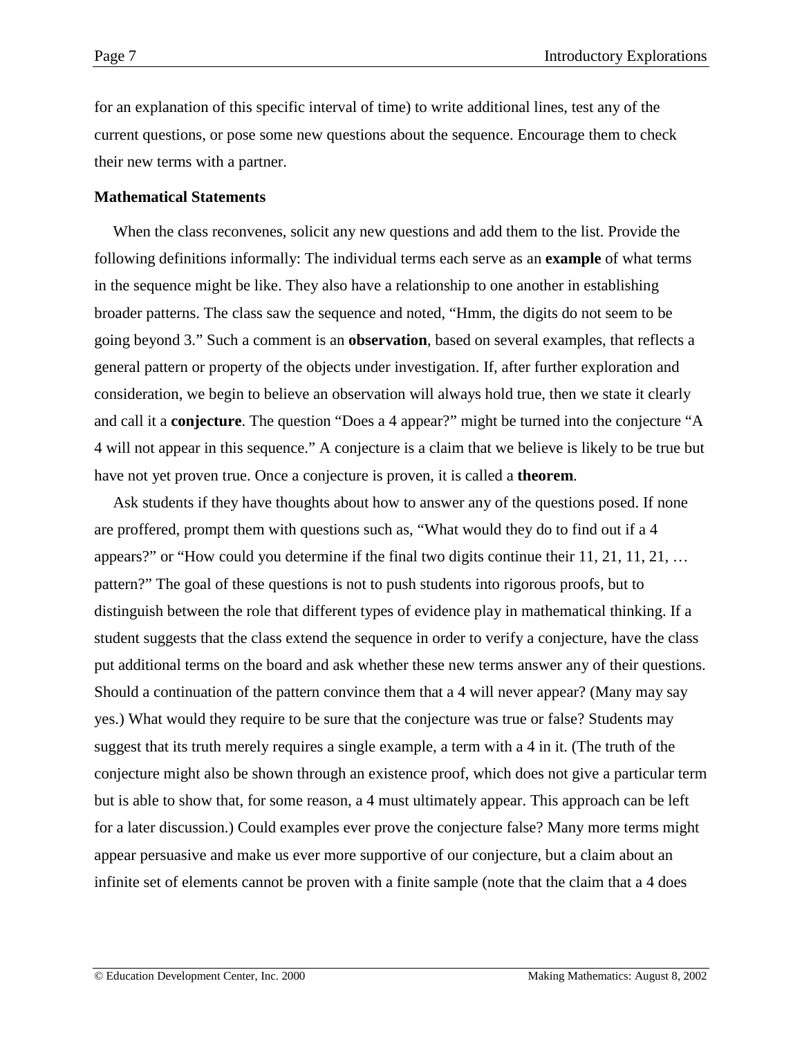for an explanation of this specific interval of time) to write additional lines, test any of the current questions, or pose some new questions about the sequence. Encourage them to check their new terms with a partner.

**Mathematical Statements**

When the class reconvenes, solicit any new questions and add them to the list. Provide the following definitions informally: The individual terms each serve as an **example** of what terms in the sequence might be like. They also have a relationship to one another in establishing broader patterns. The class saw the sequence and noted, "Hmm, the digits do not seem to be going beyond 3." Such a comment is an **observation**, based on several examples, that reflects a general pattern or property of the objects under investigation. If, after further exploration and consideration, we begin to believe an observation will always hold true, then we state it clearly and call it a **conjecture**. The question "Does a 4 appear?" might be turned into the conjecture "A 4 will not appear in this sequence." A conjecture is a claim that we believe is likely to be true but have not yet proven true. Once a conjecture is proven, it is called a **theorem**.

Ask students if they have thoughts about how to answer any of the questions posed. If none are proffered, prompt them with questions such as, "What would they do to find out if a 4 appears?" or "How could you determine if the final two digits continue their 11, 21, 11, 21, … pattern?" The goal of these questions is not to push students into rigorous proofs, but to distinguish between the role that different types of evidence play in mathematical thinking. If a student suggests that the class extend the sequence in order to verify a conjecture, have the class put additional terms on the board and ask whether these new terms answer any of their questions. Should a continuation of the pattern convince them that a 4 will never appear? (Many may say yes.) What would they require to be sure that the conjecture was true or false? Students may suggest that its truth merely requires a single example, a term with a 4 in it. (The truth of the conjecture might also be shown through an existence proof, which does not give a particular term but is able to show that, for some reason, a 4 must ultimately appear. This approach can be left for a later discussion.) Could examples ever prove the conjecture false? Many more terms might appear persuasive and make us ever more supportive of our conjecture, but a claim about an infinite set of elements cannot be proven with a finite sample (note that the claim that a 4 does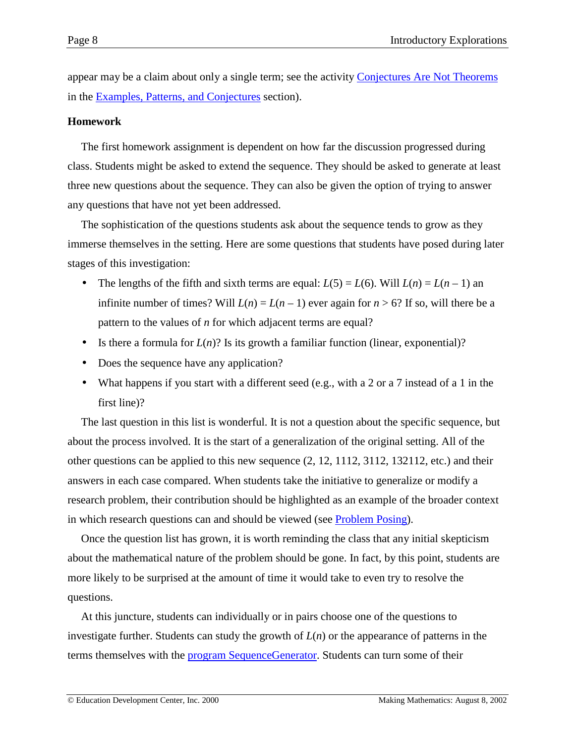appear may be a claim about only a single term; see the activity Conjectures Are Not Theorems in the Examples, Patterns, and Conjectures section).

**Homework**

The first homework assignment is dependent on how far the discussion progressed during class. Students might be asked to extend the sequence. They should be asked to generate at least three new questions about the sequence. They can also be given the option of trying to answer any questions that have not yet been addressed.

The sophistication of the questions students ask about the sequence tends to grow as they immerse themselves in the setting. Here are some questions that students have posed during later stages of this investigation:

- The lengths of the fifth and sixth terms are equal: $L(5) = L(6)$. Will $L(n) = L(n-1)$ an infinite number of times? Will $L(n) = L(n-1)$ ever again for $n > 6$? If so, will there be a pattern to the values of $n$ for which adjacent terms are equal?
- Is there a formula for $L(n)$? Is its growth a familiar function (linear, exponential)?
- Does the sequence have any application?
- What happens if you start with a different seed (e.g., with a 2 or a 7 instead of a 1 in the first line)?

The last question in this list is wonderful. It is not a question about the specific sequence, but about the process involved. It is the start of a generalization of the original setting. All of the other questions can be applied to this new sequence (2, 12, 1112, 3112, 132112, etc.) and their answers in each case compared. When students take the initiative to generalize or modify a research problem, their contribution should be highlighted as an example of the broader context in which research questions can and should be viewed (see Problem Posing).

Once the question list has grown, it is worth reminding the class that any initial skepticism about the mathematical nature of the problem should be gone. In fact, by this point, students are more likely to be surprised at the amount of time it would take to even try to resolve the questions.

At this juncture, students can individually or in pairs choose one of the questions to investigate further. Students can study the growth of $L(n)$ or the appearance of patterns in the terms themselves with the program SequenceGenerator. Students can turn some of their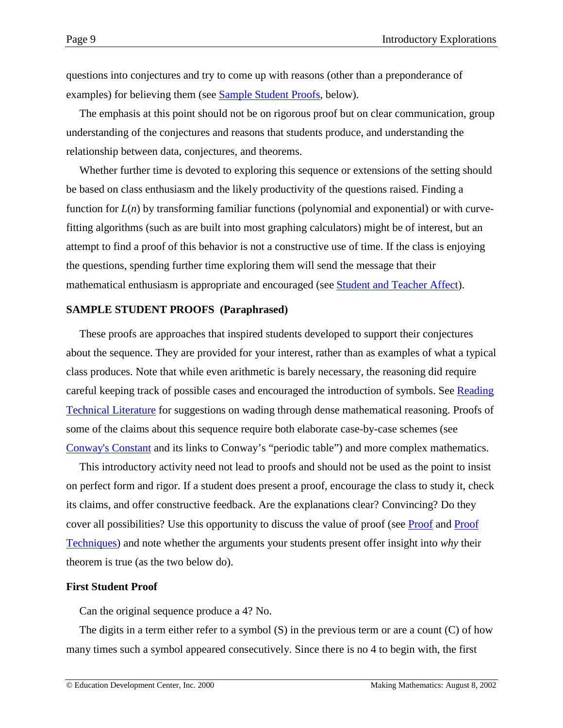questions into conjectures and try to come up with reasons (other than a preponderance of examples) for believing them (see Sample Student Proofs, below).

The emphasis at this point should not be on rigorous proof but on clear communication, group understanding of the conjectures and reasons that students produce, and understanding the relationship between data, conjectures, and theorems.

Whether further time is devoted to exploring this sequence or extensions of the setting should be based on class enthusiasm and the likely productivity of the questions raised. Finding a function for $L(n)$ by transforming familiar functions (polynomial and exponential) or with curve-fitting algorithms (such as are built into most graphing calculators) might be of interest, but an attempt to find a proof of this behavior is not a constructive use of time. If the class is enjoying the questions, spending further time exploring them will send the message that their mathematical enthusiasm is appropriate and encouraged (see Student and Teacher Affect).

**SAMPLE STUDENT PROOFS (Paraphrased)**

These proofs are approaches that inspired students developed to support their conjectures about the sequence. They are provided for your interest, rather than as examples of what a typical class produces. Note that while even arithmetic is barely necessary, the reasoning did require careful keeping track of possible cases and encouraged the introduction of symbols. See Reading Technical Literature for suggestions on wading through dense mathematical reasoning. Proofs of some of the claims about this sequence require both elaborate case-by-case schemes (see Conway's Constant and its links to Conway's "periodic table") and more complex mathematics.

This introductory activity need not lead to proofs and should not be used as the point to insist on perfect form and rigor. If a student does present a proof, encourage the class to study it, check its claims, and offer constructive feedback. Are the explanations clear? Convincing? Do they cover all possibilities? Use this opportunity to discuss the value of proof (see Proof and Proof Techniques) and note whether the arguments your students present offer insight into *why* their theorem is true (as the two below do).

**First Student Proof**

Can the original sequence produce a 4? No.

The digits in a term either refer to a symbol (S) in the previous term or are a count (C) of how many times such a symbol appeared consecutively. Since there is no 4 to begin with, the first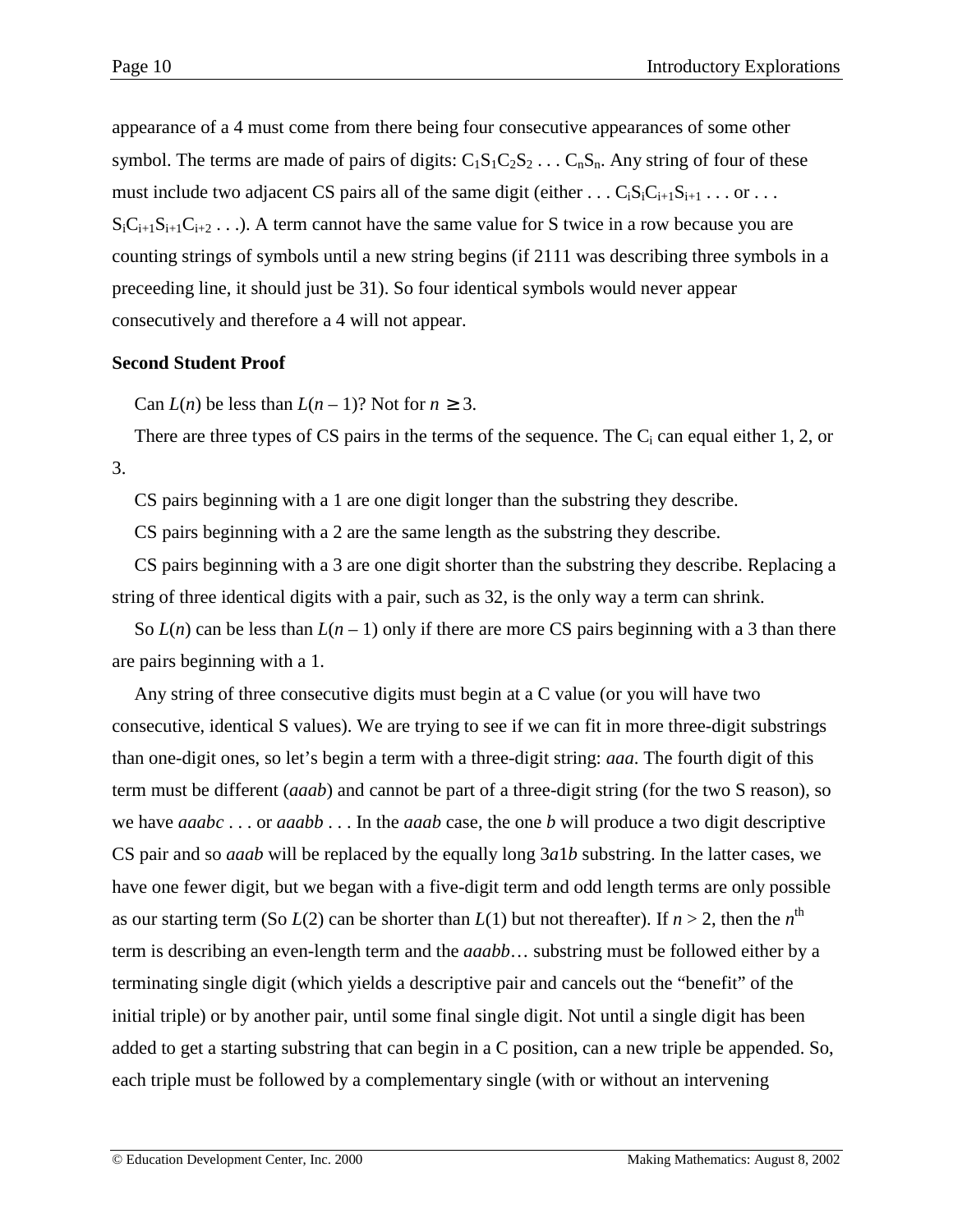appearance of a 4 must come from there being four consecutive appearances of some other symbol. The terms are made of pairs of digits: $C_1S_1C_2S_2 \ldots C_nS_n$. Any string of four of these must include two adjacent CS pairs all of the same digit (either $\ldots C_iS_iC_{i+1}S_{i+1} \ldots$ or $\ldots S_iC_{i+1}S_{i+1}C_{i+2} \ldots$). A term cannot have the same value for S twice in a row because you are counting strings of symbols until a new string begins (if 2111 was describing three symbols in a preceeding line, it should just be 31). So four identical symbols would never appear consecutively and therefore a 4 will not appear.

**Second Student Proof**

Can $L(n)$ be less than $L(n-1)$? Not for $n \geq 3$.

There are three types of CS pairs in the terms of the sequence. The $C_i$ can equal either 1, 2, or 3.

CS pairs beginning with a 1 are one digit longer than the substring they describe.

CS pairs beginning with a 2 are the same length as the substring they describe.

CS pairs beginning with a 3 are one digit shorter than the substring they describe. Replacing a string of three identical digits with a pair, such as 32, is the only way a term can shrink.

So $L(n)$ can be less than $L(n-1)$ only if there are more CS pairs beginning with a 3 than there are pairs beginning with a 1.

Any string of three consecutive digits must begin at a C value (or you will have two consecutive, identical S values). We are trying to see if we can fit in more three-digit substrings than one-digit ones, so let's begin a term with a three-digit string: *aaa*. The fourth digit of this term must be different (*aaab*) and cannot be part of a three-digit string (for the two S reason), so we have *aaabc* . . . or *aaabb* . . . In the *aaab* case, the one *b* will produce a two digit descriptive CS pair and so *aaab* will be replaced by the equally long 3*a*1*b* substring. In the latter cases, we have one fewer digit, but we began with a five-digit term and odd length terms are only possible as our starting term (So $L(2)$ can be shorter than $L(1)$ but not thereafter). If $n > 2$, then the $n^{\text{th}}$ term is describing an even-length term and the *aaabb*… substring must be followed either by a terminating single digit (which yields a descriptive pair and cancels out the "benefit" of the initial triple) or by another pair, until some final single digit. Not until a single digit has been added to get a starting substring that can begin in a C position, can a new triple be appended. So, each triple must be followed by a complementary single (with or without an intervening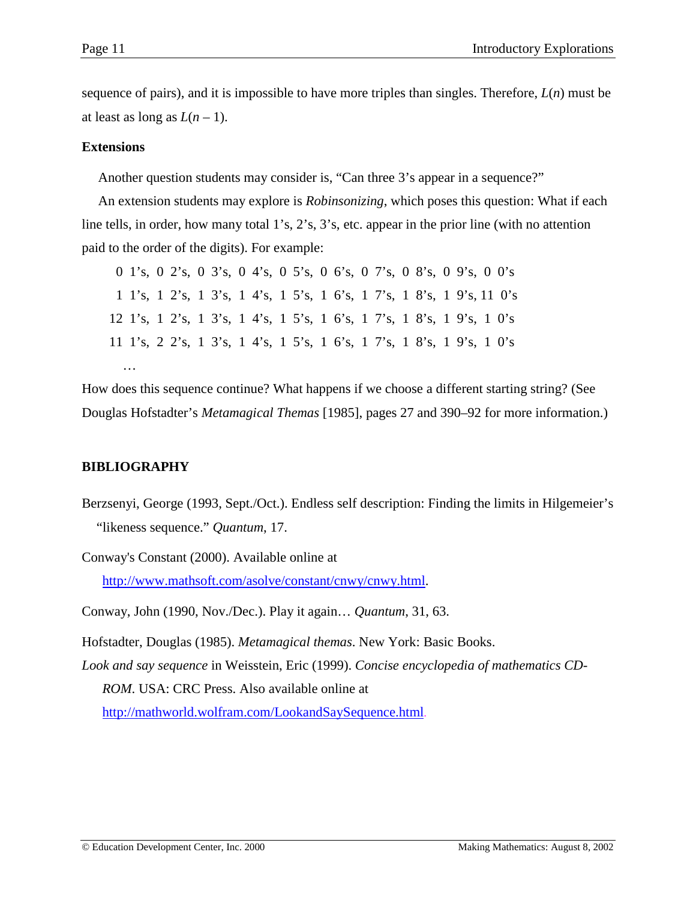sequence of pairs), and it is impossible to have more triples than singles. Therefore, $L(n)$ must be at least as long as $L(n-1)$.

**Extensions**

Another question students may consider is, "Can three 3's appear in a sequence?"

An extension students may explore is *Robinsonizing*, which poses this question: What if each line tells, in order, how many total 1's, 2's, 3's, etc. appear in the prior line (with no attention paid to the order of the digits). For example:

0 1's, 0 2's, 0 3's, 0 4's, 0 5's, 0 6's, 0 7's, 0 8's, 0 9's, 0 0's
1 1's, 1 2's, 1 3's, 1 4's, 1 5's, 1 6's, 1 7's, 1 8's, 1 9's, 11 0's
12 1's, 1 2's, 1 3's, 1 4's, 1 5's, 1 6's, 1 7's, 1 8's, 1 9's, 1 0's
11 1's, 2 2's, 1 3's, 1 4's, 1 5's, 1 6's, 1 7's, 1 8's, 1 9's, 1 0's
…

How does this sequence continue? What happens if we choose a different starting string? (See Douglas Hofstadter's *Metamagical Themas* [1985], pages 27 and 390–92 for more information.)

**BIBLIOGRAPHY**

Berzsenyi, George (1993, Sept./Oct.). Endless self description: Finding the limits in Hilgemeier's "likeness sequence." *Quantum*, 17.

Conway's Constant (2000). Available online at http://www.mathsoft.com/asolve/constant/cnwy/cnwy.html.

Conway, John (1990, Nov./Dec.). Play it again… *Quantum*, 31, 63.

Hofstadter, Douglas (1985). *Metamagical themas*. New York: Basic Books.

*Look and say sequence* in Weisstein, Eric (1999). *Concise encyclopedia of mathematics CD-ROM*. USA: CRC Press. Also available online at http://mathworld.wolfram.com/LookandSaySequence.html.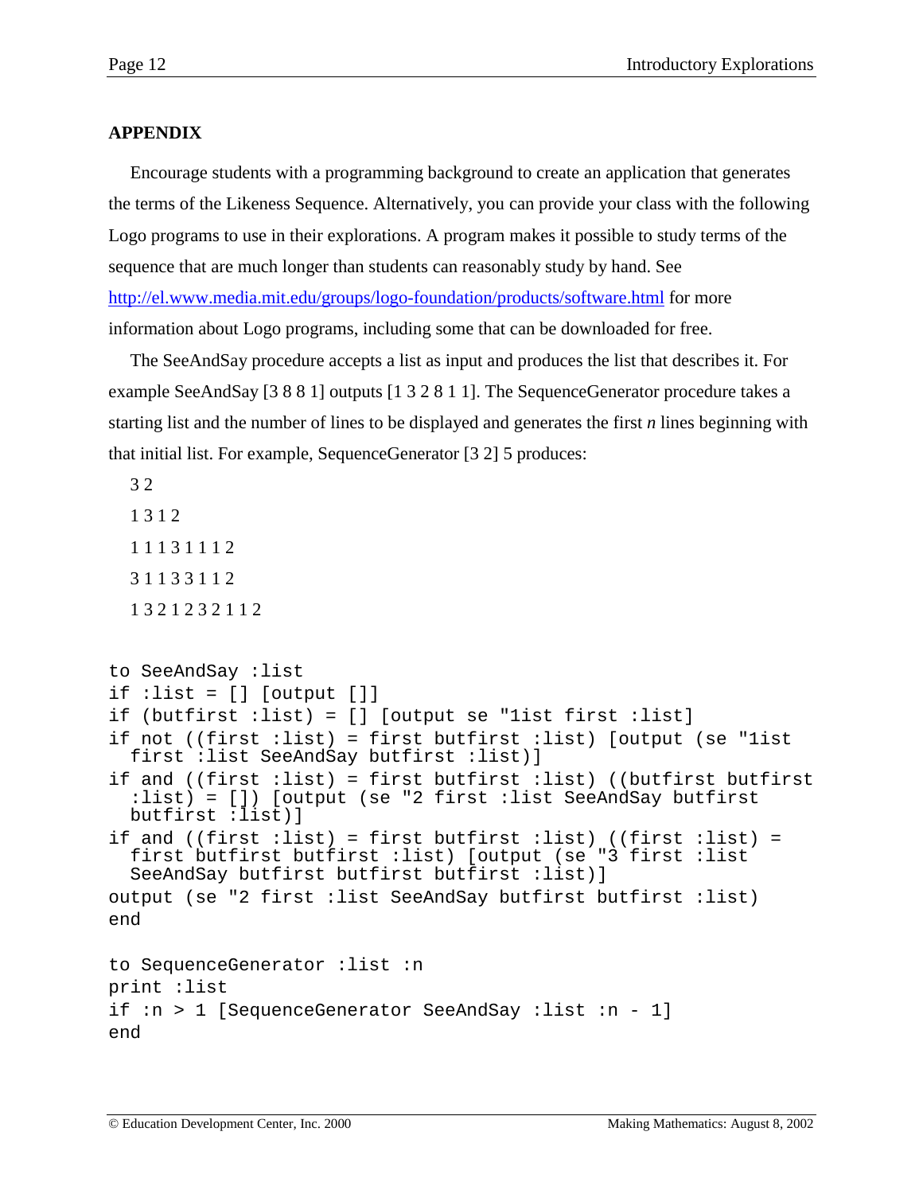## APPENDIX

Encourage students with a programming background to create an application that generates the terms of the Likeness Sequence. Alternatively, you can provide your class with the following Logo programs to use in their explorations. A program makes it possible to study terms of the sequence that are much longer than students can reasonably study by hand. See http://el.www.media.mit.edu/groups/logo-foundation/products/software.html for more information about Logo programs, including some that can be downloaded for free.

The SeeAndSay procedure accepts a list as input and produces the list that describes it. For example SeeAndSay [3 8 8 1] outputs [1 3 2 8 1 1]. The SequenceGenerator procedure takes a starting list and the number of lines to be displayed and generates the first *n* lines beginning with that initial list. For example, SequenceGenerator [3 2] 5 produces:

3 2

1 3 1 2

1 1 1 3 1 1 1 2

3 1 1 3 3 1 1 2

1 3 2 1 2 3 2 1 1 2

```
to SeeAndSay :list
if :list = [] [output []]
if (butfirst :list) = [] [output se "1ist first :list]
if not ((first :list) = first butfirst :list) [output (se "1ist
  first :list SeeAndSay butfirst :list)]
if and ((first :list) = first butfirst :list) ((butfirst butfirst
  :list) = []) [output (se "2 first :list SeeAndSay butfirst
  butfirst :list)]
if and ((first :list) = first butfirst :list) ((first :list) =
  first butfirst butfirst :list) [output (se "3 first :list
  SeeAndSay butfirst butfirst butfirst :list)]
output (se "2 first :list SeeAndSay butfirst butfirst :list)
end

to SequenceGenerator :list :n
print :list
if :n > 1 [SequenceGenerator SeeAndSay :list :n - 1]
end
```